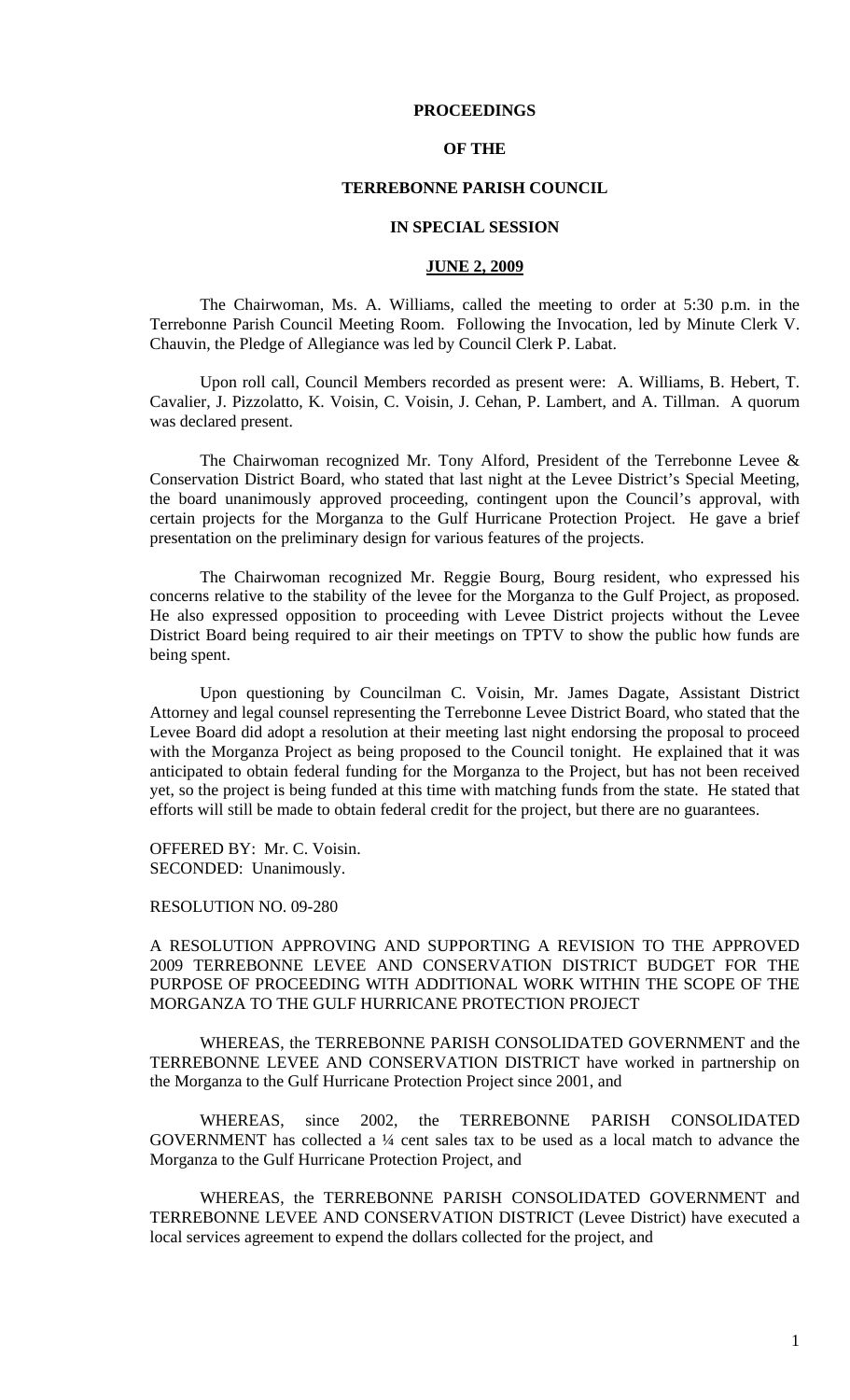# PROCEEDINGS

# OF THE

# TERREBONNE PARISH COUNCIL

# IN SPECIAL SESSION

# JUNE 2, 2009

The Chairwoman, Ms. A. Williams, called the meeting to order at 5:30 p.m. in the Terrebonne Parish Council Meeting Room. Following the Invocation, led by Minute Clerk V. Chauvin, the Pledge of Allegiance was led by Council Clerk P. Labat.

Upon roll call, Council Members recorded as present were: A. Williams, B. Hebert, T. Cavalier, J. Pizzolatto, K. Voisin, C. Voisin, J. Cehan, P. Lambert, and A. Tillman. A quorum was declared present.

The Chairwoman recognized Mr. Tony Alford, President of the Terrebonne Levee & Conservation District Board, who stated that last night at the Levee District's Special Meeting, the board unanimously approved proceeding, contingent upon the Council's approval, with certain projects for the Morganza to the Gulf Hurricane Protection Project. He gave a brief presentation on the preliminary design for various features of the projects.

The Chairwoman recognized Mr. Reggie Bourg, Bourg resident, who expressed his concerns relative to the stability of the levee for the Morganza to the Gulf Project, as proposed. He also expressed opposition to proceeding with Levee District projects without the Levee District Board being required to air their meetings on TPTV to show the public how funds are being spent.

Upon questioning by Councilman C. Voisin, Mr. James Dagate, Assistant District Attorney and legal counsel representing the Terrebonne Levee District Board, who stated that the Levee Board did adopt a resolution at their meeting last night endorsing the proposal to proceed with the Morganza Project as being proposed to the Council tonight. He explained that it was anticipated to obtain federal funding for the Morganza to the Project, but has not been received yet, so the project is being funded at this time with matching funds from the state. He stated that efforts will still be made to obtain federal credit for the project, but there are no guarantees.

OFFERED BY: Mr. C. Voisin.
SECONDED: Unanimously.

RESOLUTION NO. 09-280

A RESOLUTION APPROVING AND SUPPORTING A REVISION TO THE APPROVED 2009 TERREBONNE LEVEE AND CONSERVATION DISTRICT BUDGET FOR THE PURPOSE OF PROCEEDING WITH ADDITIONAL WORK WITHIN THE SCOPE OF THE MORGANZA TO THE GULF HURRICANE PROTECTION PROJECT

WHEREAS, the TERREBONNE PARISH CONSOLIDATED GOVERNMENT and the TERREBONNE LEVEE AND CONSERVATION DISTRICT have worked in partnership on the Morganza to the Gulf Hurricane Protection Project since 2001, and

WHEREAS, since 2002, the TERREBONNE PARISH CONSOLIDATED GOVERNMENT has collected a ¼ cent sales tax to be used as a local match to advance the Morganza to the Gulf Hurricane Protection Project, and

WHEREAS, the TERREBONNE PARISH CONSOLIDATED GOVERNMENT and TERREBONNE LEVEE AND CONSERVATION DISTRICT (Levee District) have executed a local services agreement to expend the dollars collected for the project, and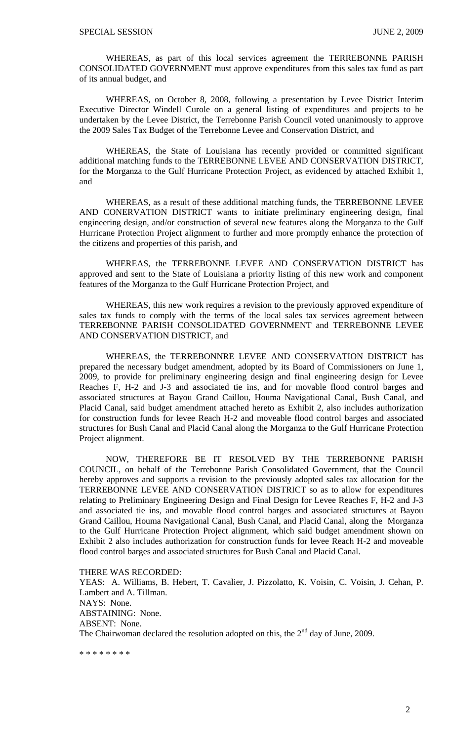WHEREAS, as part of this local services agreement the TERREBONNE PARISH CONSOLIDATED GOVERNMENT must approve expenditures from this sales tax fund as part of its annual budget, and

WHEREAS, on October 8, 2008, following a presentation by Levee District Interim Executive Director Windell Curole on a general listing of expenditures and projects to be undertaken by the Levee District, the Terrebonne Parish Council voted unanimously to approve the 2009 Sales Tax Budget of the Terrebonne Levee and Conservation District, and

WHEREAS, the State of Louisiana has recently provided or committed significant additional matching funds to the TERREBONNE LEVEE AND CONSERVATION DISTRICT, for the Morganza to the Gulf Hurricane Protection Project, as evidenced by attached Exhibit 1, and

WHEREAS, as a result of these additional matching funds, the TERREBONNE LEVEE AND CONERVATION DISTRICT wants to initiate preliminary engineering design, final engineering design, and/or construction of several new features along the Morganza to the Gulf Hurricane Protection Project alignment to further and more promptly enhance the protection of the citizens and properties of this parish, and

WHEREAS, the TERREBONNE LEVEE AND CONSERVATION DISTRICT has approved and sent to the State of Louisiana a priority listing of this new work and component features of the Morganza to the Gulf Hurricane Protection Project, and

WHEREAS, this new work requires a revision to the previously approved expenditure of sales tax funds to comply with the terms of the local sales tax services agreement between TERREBONNE PARISH CONSOLIDATED GOVERNMENT and TERREBONNE LEVEE AND CONSERVATION DISTRICT, and

WHEREAS, the TERREBONNRE LEVEE AND CONSERVATION DISTRICT has prepared the necessary budget amendment, adopted by its Board of Commissioners on June 1, 2009, to provide for preliminary engineering design and final engineering design for Levee Reaches F, H-2 and J-3 and associated tie ins, and for movable flood control barges and associated structures at Bayou Grand Caillou, Houma Navigational Canal, Bush Canal, and Placid Canal, said budget amendment attached hereto as Exhibit 2, also includes authorization for construction funds for levee Reach H-2 and moveable flood control barges and associated structures for Bush Canal and Placid Canal along the Morganza to the Gulf Hurricane Protection Project alignment.

NOW, THEREFORE BE IT RESOLVED BY THE TERREBONNE PARISH COUNCIL, on behalf of the Terrebonne Parish Consolidated Government, that the Council hereby approves and supports a revision to the previously adopted sales tax allocation for the TERREBONNE LEVEE AND CONSERVATION DISTRICT so as to allow for expenditures relating to Preliminary Engineering Design and Final Design for Levee Reaches F, H-2 and J-3 and associated tie ins, and movable flood control barges and associated structures at Bayou Grand Caillou, Houma Navigational Canal, Bush Canal, and Placid Canal, along the Morganza to the Gulf Hurricane Protection Project alignment, which said budget amendment shown on Exhibit 2 also includes authorization for construction funds for levee Reach H-2 and moveable flood control barges and associated structures for Bush Canal and Placid Canal.

THERE WAS RECORDED:
YEAS: A. Williams, B. Hebert, T. Cavalier, J. Pizzolatto, K. Voisin, C. Voisin, J. Cehan, P. Lambert and A. Tillman.
NAYS: None.
ABSTAINING: None.
ABSENT: None.
The Chairwoman declared the resolution adopted on this, the 2nd day of June, 2009.

* * * * * * * *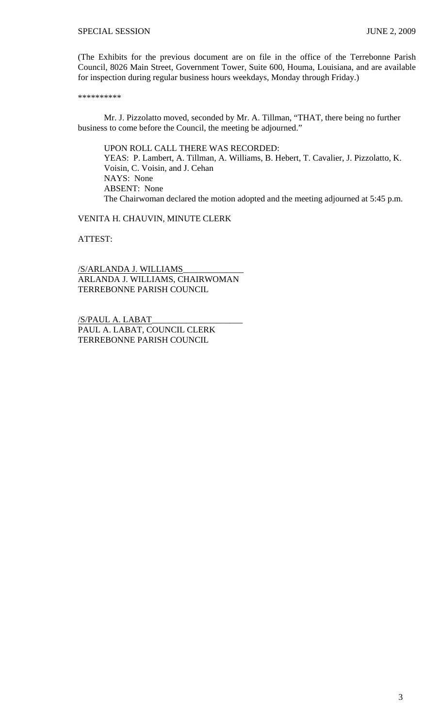(The Exhibits for the previous document are on file in the office of the Terrebonne Parish Council, 8026 Main Street, Government Tower, Suite 600, Houma, Louisiana, and are available for inspection during regular business hours weekdays, Monday through Friday.)

**********

Mr. J. Pizzolatto moved, seconded by Mr. A. Tillman, "THAT, there being no further business to come before the Council, the meeting be adjourned."

UPON ROLL CALL THERE WAS RECORDED:
YEAS: P. Lambert, A. Tillman, A. Williams, B. Hebert, T. Cavalier, J. Pizzolatto, K. Voisin, C. Voisin, and J. Cehan
NAYS: None
ABSENT: None
The Chairwoman declared the motion adopted and the meeting adjourned at 5:45 p.m.

VENITA H. CHAUVIN, MINUTE CLERK

ATTEST:

/S/ARLANDA J. WILLIAMS______________
ARLANDA J. WILLIAMS, CHAIRWOMAN
TERREBONNE PARISH COUNCIL

/S/PAUL A. LABAT_____________________
PAUL A. LABAT, COUNCIL CLERK
TERREBONNE PARISH COUNCIL